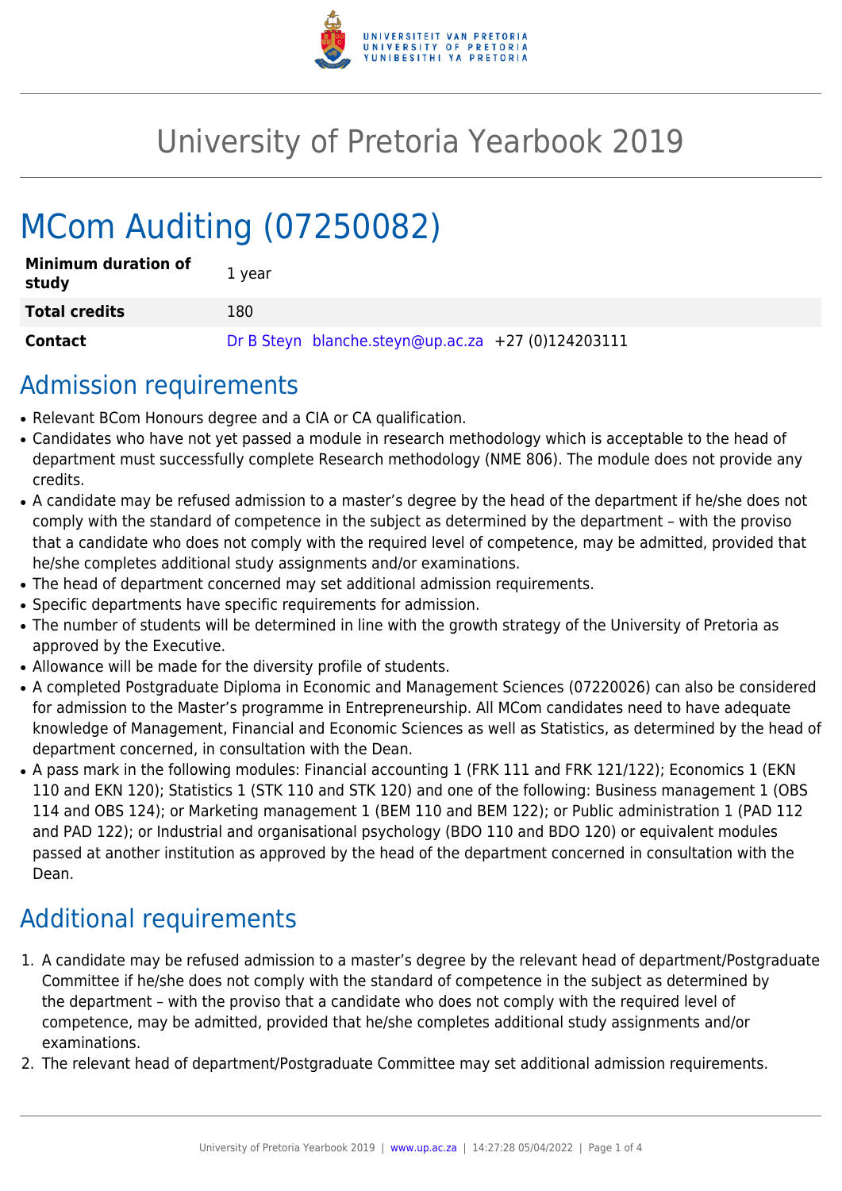# University of Pretoria Yearbook 2019

# MCom Auditing (07250082)

| | |
|---|---|
| **Minimum duration of study** | 1 year |
| **Total credits** | 180 |
| **Contact** | Dr B Steyn blanche.steyn@up.ac.za +27 (0)124203111 |

## Admission requirements

- Relevant BCom Honours degree and a CIA or CA qualification.
- Candidates who have not yet passed a module in research methodology which is acceptable to the head of department must successfully complete Research methodology (NME 806). The module does not provide any credits.
- A candidate may be refused admission to a master's degree by the head of the department if he/she does not comply with the standard of competence in the subject as determined by the department – with the proviso that a candidate who does not comply with the required level of competence, may be admitted, provided that he/she completes additional study assignments and/or examinations.
- The head of department concerned may set additional admission requirements.
- Specific departments have specific requirements for admission.
- The number of students will be determined in line with the growth strategy of the University of Pretoria as approved by the Executive.
- Allowance will be made for the diversity profile of students.
- A completed Postgraduate Diploma in Economic and Management Sciences (07220026) can also be considered for admission to the Master's programme in Entrepreneurship. All MCom candidates need to have adequate knowledge of Management, Financial and Economic Sciences as well as Statistics, as determined by the head of department concerned, in consultation with the Dean.
- A pass mark in the following modules: Financial accounting 1 (FRK 111 and FRK 121/122); Economics 1 (EKN 110 and EKN 120); Statistics 1 (STK 110 and STK 120) and one of the following: Business management 1 (OBS 114 and OBS 124); or Marketing management 1 (BEM 110 and BEM 122); or Public administration 1 (PAD 112 and PAD 122); or Industrial and organisational psychology (BDO 110 and BDO 120) or equivalent modules passed at another institution as approved by the head of the department concerned in consultation with the Dean.

## Additional requirements

1. A candidate may be refused admission to a master's degree by the relevant head of department/Postgraduate Committee if he/she does not comply with the standard of competence in the subject as determined by the department – with the proviso that a candidate who does not comply with the required level of competence, may be admitted, provided that he/she completes additional study assignments and/or examinations.
2. The relevant head of department/Postgraduate Committee may set additional admission requirements.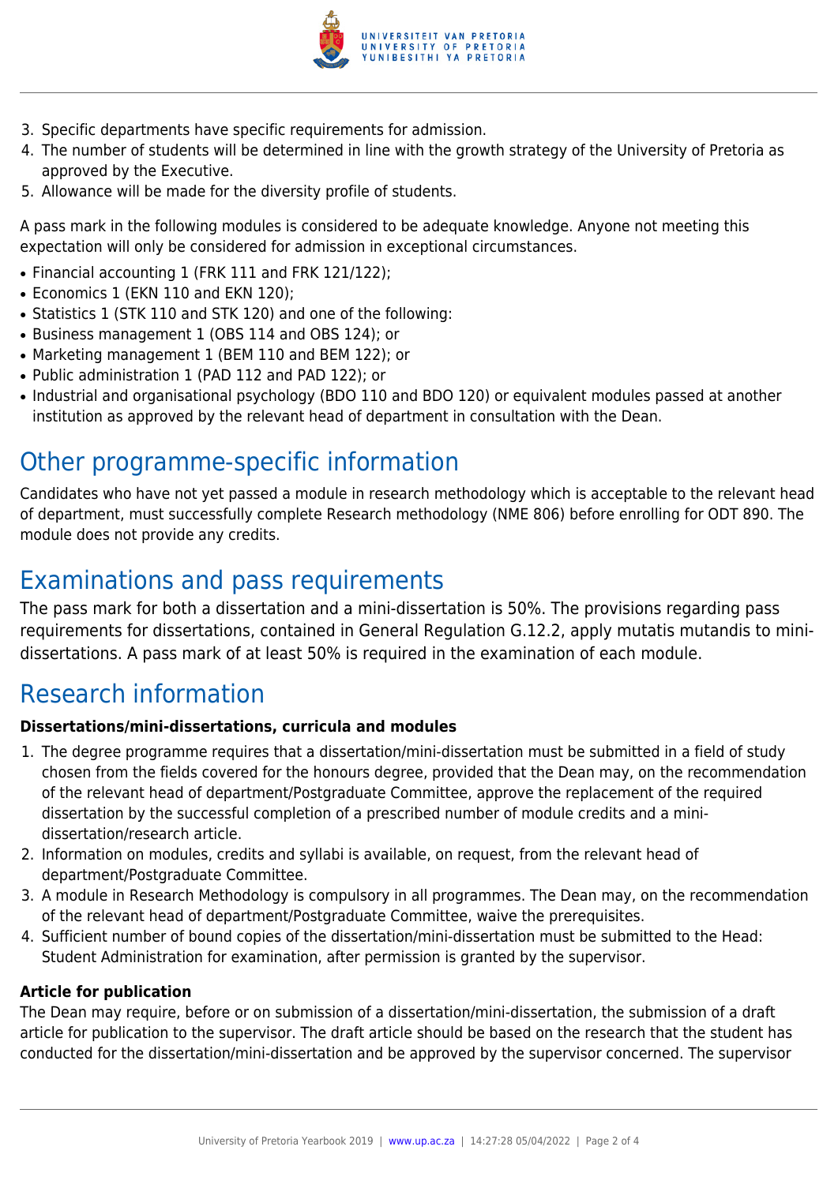3. Specific departments have specific requirements for admission.
4. The number of students will be determined in line with the growth strategy of the University of Pretoria as approved by the Executive.
5. Allowance will be made for the diversity profile of students.

A pass mark in the following modules is considered to be adequate knowledge. Anyone not meeting this expectation will only be considered for admission in exceptional circumstances.

- Financial accounting 1 (FRK 111 and FRK 121/122);
- Economics 1 (EKN 110 and EKN 120);
- Statistics 1 (STK 110 and STK 120) and one of the following:
- Business management 1 (OBS 114 and OBS 124); or
- Marketing management 1 (BEM 110 and BEM 122); or
- Public administration 1 (PAD 112 and PAD 122); or
- Industrial and organisational psychology (BDO 110 and BDO 120) or equivalent modules passed at another institution as approved by the relevant head of department in consultation with the Dean.

# Other programme-specific information

Candidates who have not yet passed a module in research methodology which is acceptable to the relevant head of department, must successfully complete Research methodology (NME 806) before enrolling for ODT 890. The module does not provide any credits.

# Examinations and pass requirements

The pass mark for both a dissertation and a mini-dissertation is 50%. The provisions regarding pass requirements for dissertations, contained in General Regulation G.12.2, apply mutatis mutandis to mini-dissertations. A pass mark of at least 50% is required in the examination of each module.

# Research information

**Dissertations/mini-dissertations, curricula and modules**

1. The degree programme requires that a dissertation/mini-dissertation must be submitted in a field of study chosen from the fields covered for the honours degree, provided that the Dean may, on the recommendation of the relevant head of department/Postgraduate Committee, approve the replacement of the required dissertation by the successful completion of a prescribed number of module credits and a mini-dissertation/research article.
2. Information on modules, credits and syllabi is available, on request, from the relevant head of department/Postgraduate Committee.
3. A module in Research Methodology is compulsory in all programmes. The Dean may, on the recommendation of the relevant head of department/Postgraduate Committee, waive the prerequisites.
4. Sufficient number of bound copies of the dissertation/mini-dissertation must be submitted to the Head: Student Administration for examination, after permission is granted by the supervisor.

**Article for publication**

The Dean may require, before or on submission of a dissertation/mini-dissertation, the submission of a draft article for publication to the supervisor. The draft article should be based on the research that the student has conducted for the dissertation/mini-dissertation and be approved by the supervisor concerned. The supervisor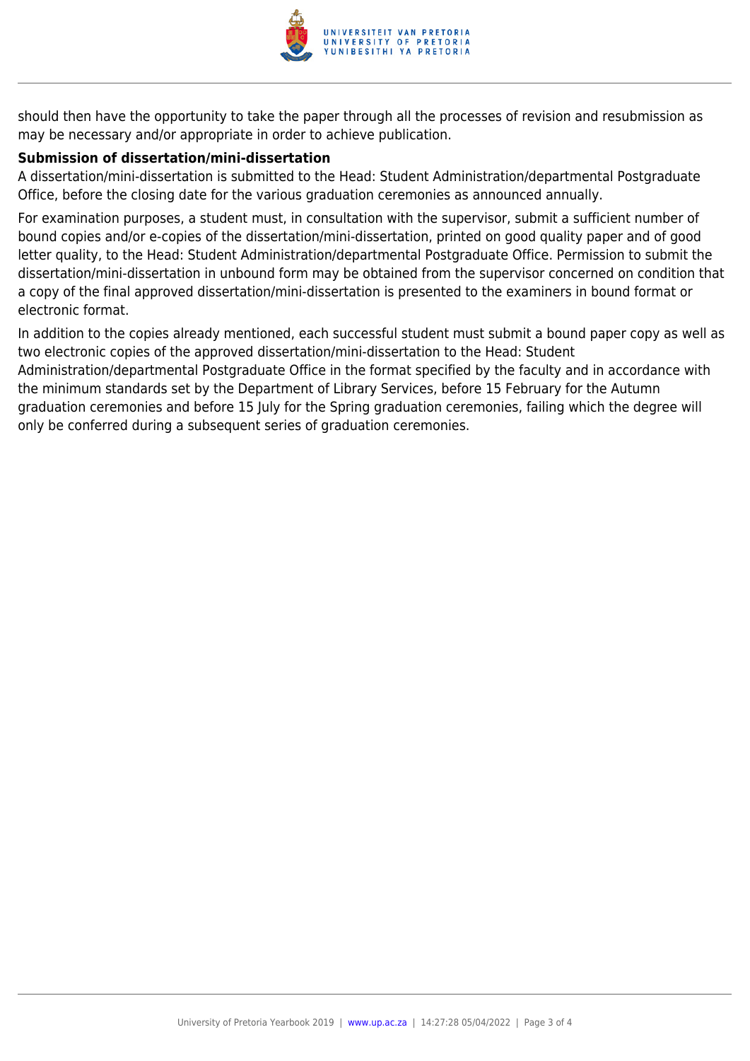should then have the opportunity to take the paper through all the processes of revision and resubmission as may be necessary and/or appropriate in order to achieve publication.

**Submission of dissertation/mini-dissertation**

A dissertation/mini-dissertation is submitted to the Head: Student Administration/departmental Postgraduate Office, before the closing date for the various graduation ceremonies as announced annually.

For examination purposes, a student must, in consultation with the supervisor, submit a sufficient number of bound copies and/or e-copies of the dissertation/mini-dissertation, printed on good quality paper and of good letter quality, to the Head: Student Administration/departmental Postgraduate Office. Permission to submit the dissertation/mini-dissertation in unbound form may be obtained from the supervisor concerned on condition that a copy of the final approved dissertation/mini-dissertation is presented to the examiners in bound format or electronic format.

In addition to the copies already mentioned, each successful student must submit a bound paper copy as well as two electronic copies of the approved dissertation/mini-dissertation to the Head: Student Administration/departmental Postgraduate Office in the format specified by the faculty and in accordance with the minimum standards set by the Department of Library Services, before 15 February for the Autumn graduation ceremonies and before 15 July for the Spring graduation ceremonies, failing which the degree will only be conferred during a subsequent series of graduation ceremonies.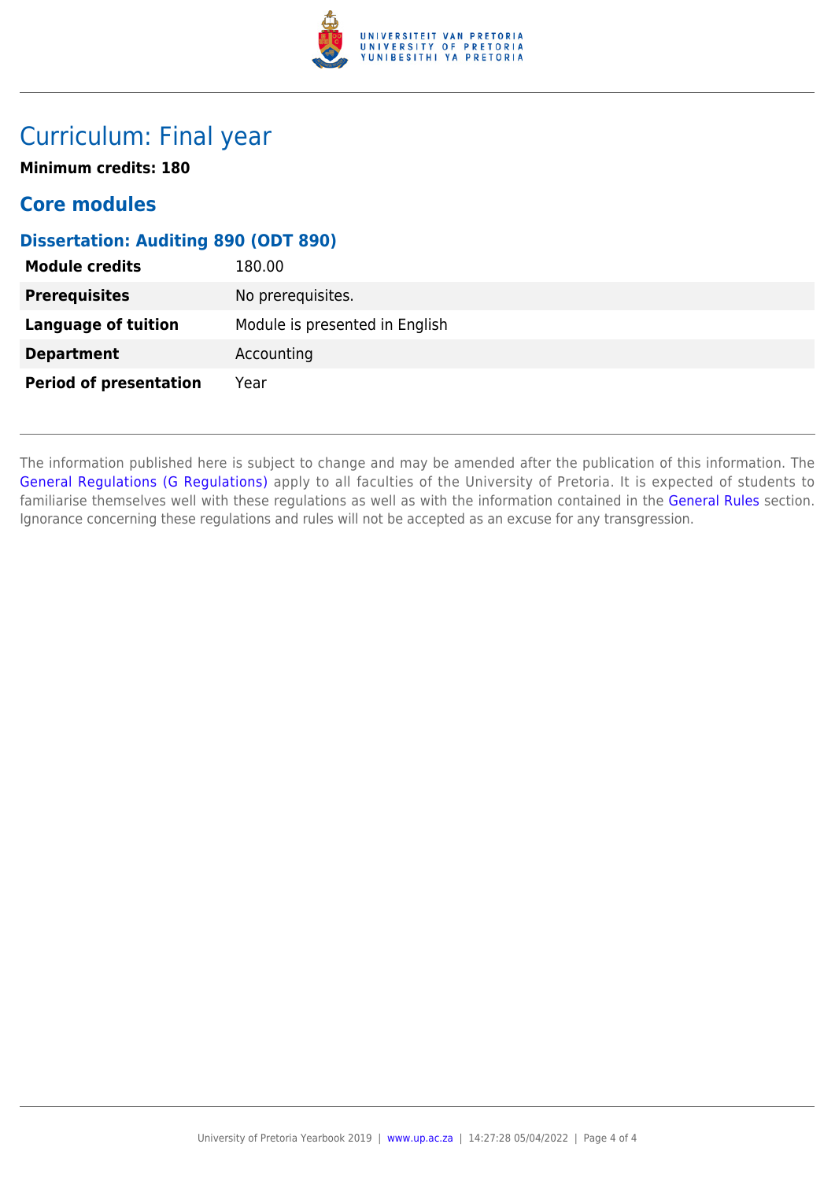# Curriculum: Final year

**Minimum credits: 180**

## Core modules

### Dissertation: Auditing 890 (ODT 890)

| | |
|---|---|
| **Module credits** | 180.00 |
| **Prerequisites** | No prerequisites. |
| **Language of tuition** | Module is presented in English |
| **Department** | Accounting |
| **Period of presentation** | Year |

The information published here is subject to change and may be amended after the publication of this information. The General Regulations (G Regulations) apply to all faculties of the University of Pretoria. It is expected of students to familiarise themselves well with these regulations as well as with the information contained in the General Rules section. Ignorance concerning these regulations and rules will not be accepted as an excuse for any transgression.